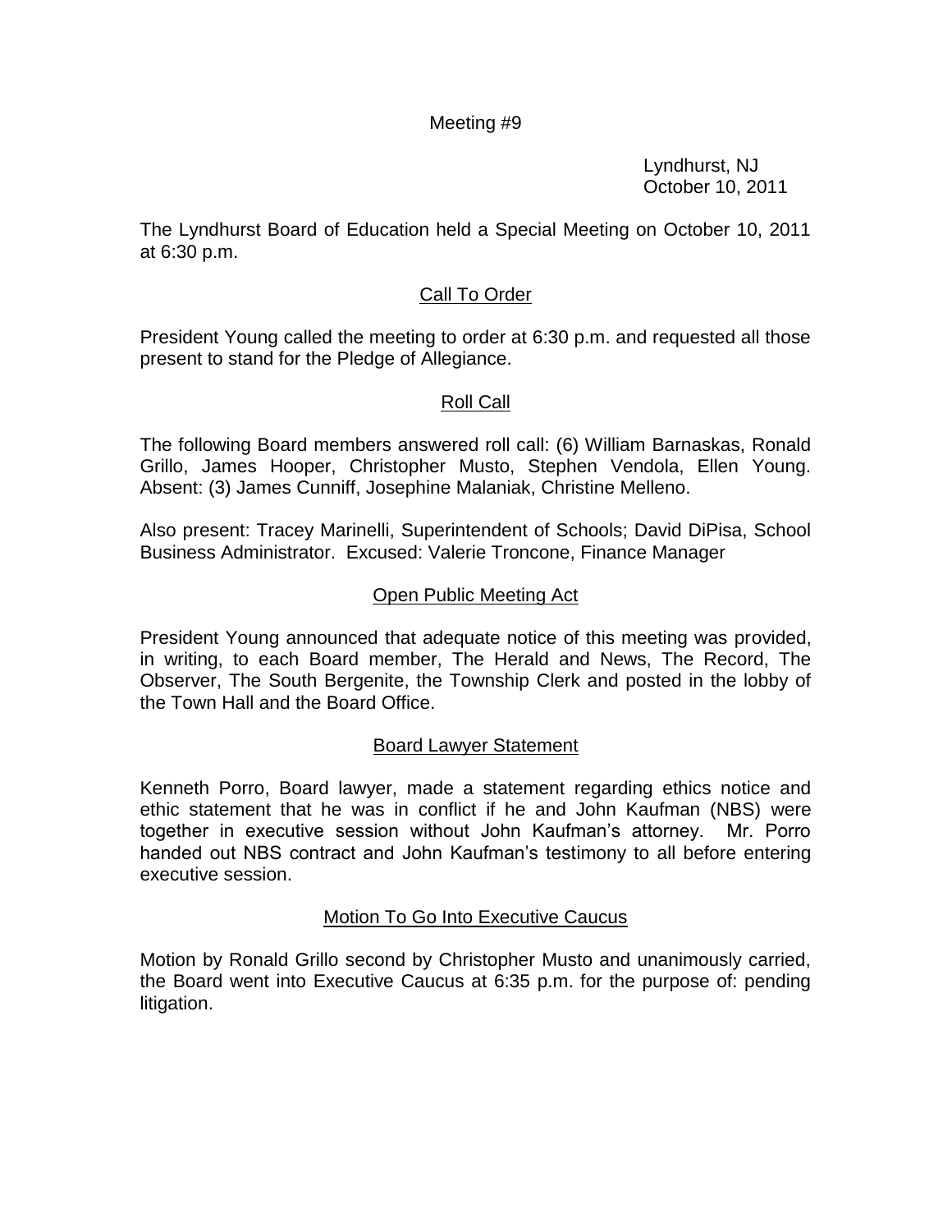Meeting #9

Lyndhurst, NJ
October 10, 2011

The Lyndhurst Board of Education held a Special Meeting on October 10, 2011 at 6:30 p.m.

## Call To Order

President Young called the meeting to order at 6:30 p.m. and requested all those present to stand for the Pledge of Allegiance.

## Roll Call

The following Board members answered roll call: (6) William Barnaskas, Ronald Grillo, James Hooper, Christopher Musto, Stephen Vendola, Ellen Young. Absent: (3) James Cunniff, Josephine Malaniak, Christine Melleno.

Also present: Tracey Marinelli, Superintendent of Schools; David DiPisa, School Business Administrator. Excused: Valerie Troncone, Finance Manager

## Open Public Meeting Act

President Young announced that adequate notice of this meeting was provided, in writing, to each Board member, The Herald and News, The Record, The Observer, The South Bergenite, the Township Clerk and posted in the lobby of the Town Hall and the Board Office.

## Board Lawyer Statement

Kenneth Porro, Board lawyer, made a statement regarding ethics notice and ethic statement that he was in conflict if he and John Kaufman (NBS) were together in executive session without John Kaufman's attorney. Mr. Porro handed out NBS contract and John Kaufman's testimony to all before entering executive session.

## Motion To Go Into Executive Caucus

Motion by Ronald Grillo second by Christopher Musto and unanimously carried, the Board went into Executive Caucus at 6:35 p.m. for the purpose of: pending litigation.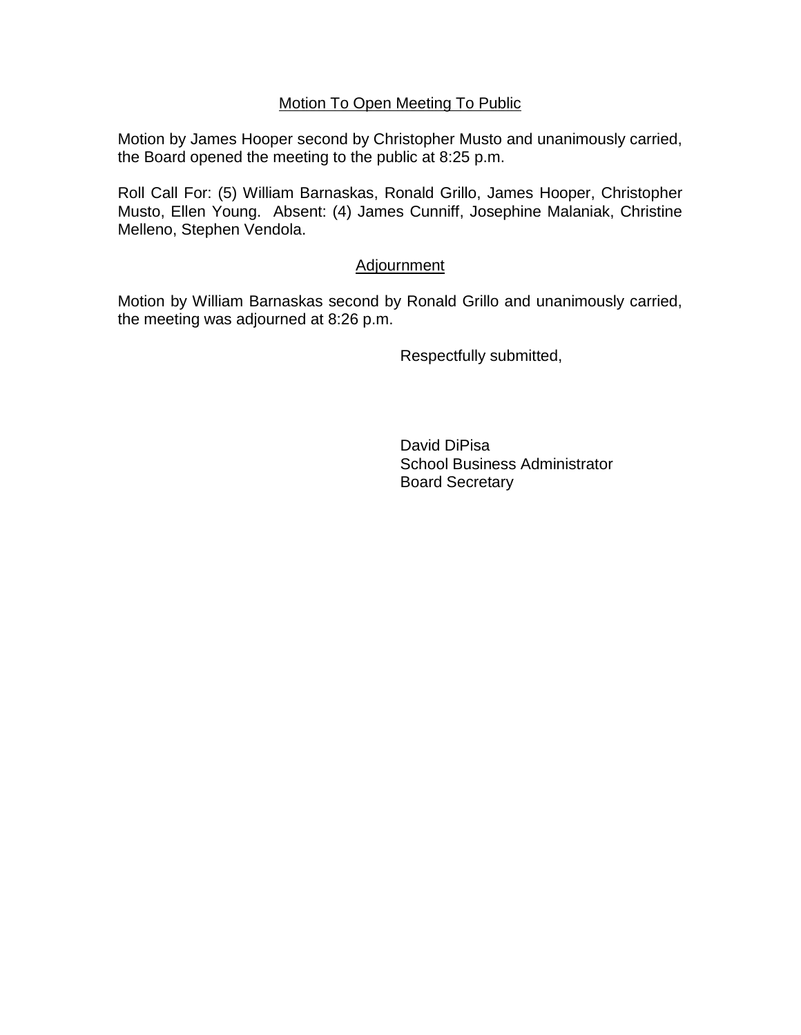<u>Motion To Open Meeting To Public</u>

Motion by James Hooper second by Christopher Musto and unanimously carried, the Board opened the meeting to the public at 8:25 p.m.

Roll Call For: (5) William Barnaskas, Ronald Grillo, James Hooper, Christopher Musto, Ellen Young. Absent: (4) James Cunniff, Josephine Malaniak, Christine Melleno, Stephen Vendola.

<u>Adjournment</u>

Motion by William Barnaskas second by Ronald Grillo and unanimously carried, the meeting was adjourned at 8:26 p.m.

Respectfully submitted,

David DiPisa
School Business Administrator
Board Secretary